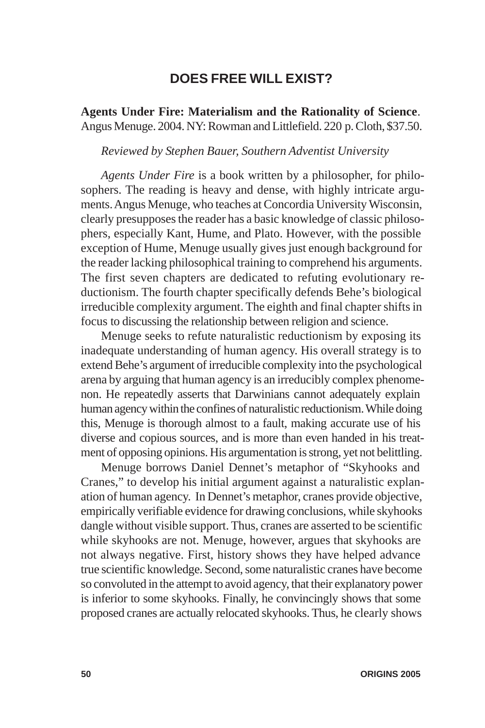## DOES FREE WILL EXIST?

**Agents Under Fire: Materialism and the Rationality of Science**. Angus Menuge. 2004. NY: Rowman and Littlefield. 220 p. Cloth, $37.50.

*Reviewed by Stephen Bauer, Southern Adventist University*

*Agents Under Fire* is a book written by a philosopher, for philosophers. The reading is heavy and dense, with highly intricate arguments. Angus Menuge, who teaches at Concordia University Wisconsin, clearly presupposes the reader has a basic knowledge of classic philosophers, especially Kant, Hume, and Plato. However, with the possible exception of Hume, Menuge usually gives just enough background for the reader lacking philosophical training to comprehend his arguments. The first seven chapters are dedicated to refuting evolutionary reductionism. The fourth chapter specifically defends Behe's biological irreducible complexity argument. The eighth and final chapter shifts in focus to discussing the relationship between religion and science.

Menuge seeks to refute naturalistic reductionism by exposing its inadequate understanding of human agency. His overall strategy is to extend Behe's argument of irreducible complexity into the psychological arena by arguing that human agency is an irreducibly complex phenomenon. He repeatedly asserts that Darwinians cannot adequately explain human agency within the confines of naturalistic reductionism. While doing this, Menuge is thorough almost to a fault, making accurate use of his diverse and copious sources, and is more than even handed in his treatment of opposing opinions. His argumentation is strong, yet not belittling.

Menuge borrows Daniel Dennet's metaphor of "Skyhooks and Cranes," to develop his initial argument against a naturalistic explanation of human agency. In Dennet's metaphor, cranes provide objective, empirically verifiable evidence for drawing conclusions, while skyhooks dangle without visible support. Thus, cranes are asserted to be scientific while skyhooks are not. Menuge, however, argues that skyhooks are not always negative. First, history shows they have helped advance true scientific knowledge. Second, some naturalistic cranes have become so convoluted in the attempt to avoid agency, that their explanatory power is inferior to some skyhooks. Finally, he convincingly shows that some proposed cranes are actually relocated skyhooks. Thus, he clearly shows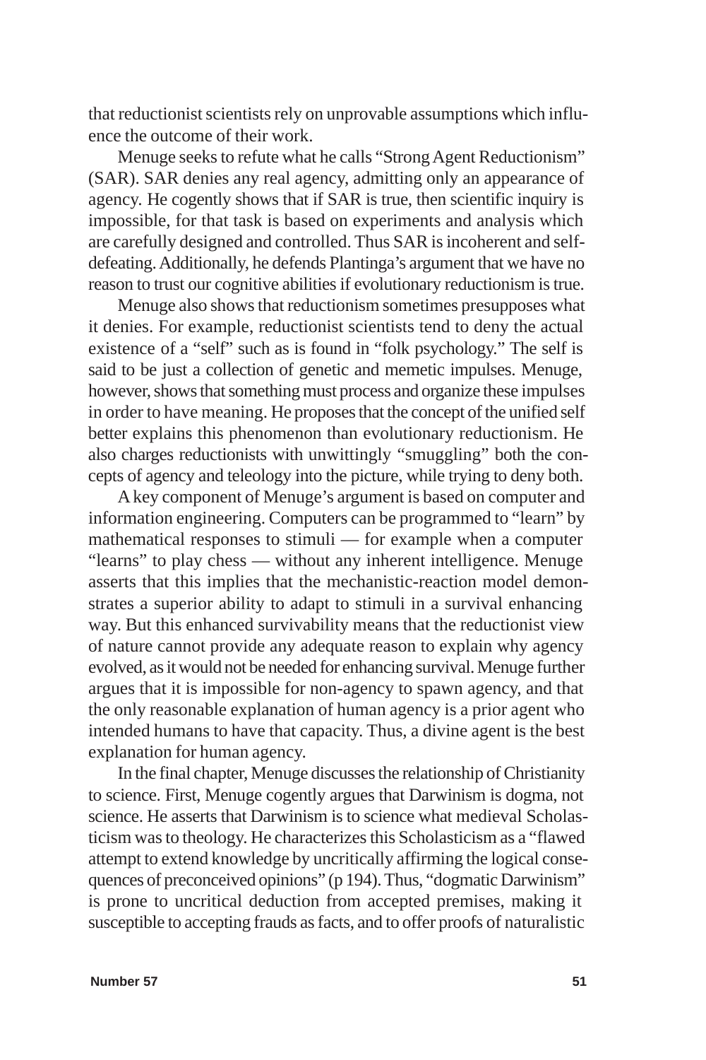that reductionist scientists rely on unprovable assumptions which influence the outcome of their work.

Menuge seeks to refute what he calls "Strong Agent Reductionism" (SAR). SAR denies any real agency, admitting only an appearance of agency. He cogently shows that if SAR is true, then scientific inquiry is impossible, for that task is based on experiments and analysis which are carefully designed and controlled. Thus SAR is incoherent and self-defeating. Additionally, he defends Plantinga's argument that we have no reason to trust our cognitive abilities if evolutionary reductionism is true.

Menuge also shows that reductionism sometimes presupposes what it denies. For example, reductionist scientists tend to deny the actual existence of a "self" such as is found in "folk psychology." The self is said to be just a collection of genetic and memetic impulses. Menuge, however, shows that something must process and organize these impulses in order to have meaning. He proposes that the concept of the unified self better explains this phenomenon than evolutionary reductionism. He also charges reductionists with unwittingly "smuggling" both the concepts of agency and teleology into the picture, while trying to deny both.

A key component of Menuge's argument is based on computer and information engineering. Computers can be programmed to "learn" by mathematical responses to stimuli — for example when a computer "learns" to play chess — without any inherent intelligence. Menuge asserts that this implies that the mechanistic-reaction model demonstrates a superior ability to adapt to stimuli in a survival enhancing way. But this enhanced survivability means that the reductionist view of nature cannot provide any adequate reason to explain why agency evolved, as it would not be needed for enhancing survival. Menuge further argues that it is impossible for non-agency to spawn agency, and that the only reasonable explanation of human agency is a prior agent who intended humans to have that capacity. Thus, a divine agent is the best explanation for human agency.

In the final chapter, Menuge discusses the relationship of Christianity to science. First, Menuge cogently argues that Darwinism is dogma, not science. He asserts that Darwinism is to science what medieval Scholasticism was to theology. He characterizes this Scholasticism as a "flawed attempt to extend knowledge by uncritically affirming the logical consequences of preconceived opinions" (p 194). Thus, "dogmatic Darwinism" is prone to uncritical deduction from accepted premises, making it susceptible to accepting frauds as facts, and to offer proofs of naturalistic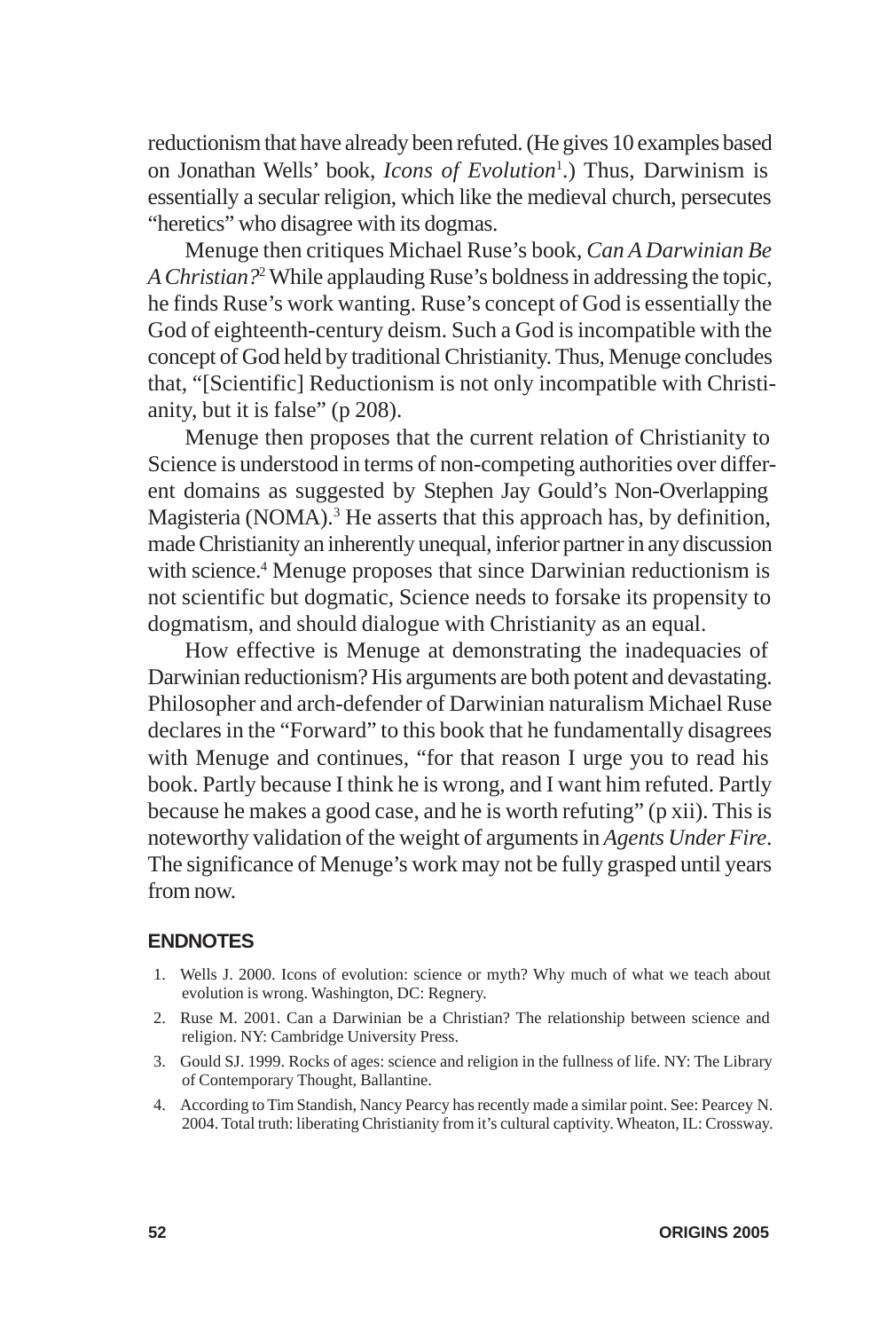reductionism that have already been refuted. (He gives 10 examples based on Jonathan Wells' book, *Icons of Evolution*[1].) Thus, Darwinism is essentially a secular religion, which like the medieval church, persecutes "heretics" who disagree with its dogmas.

Menuge then critiques Michael Ruse's book, *Can A Darwinian Be A Christian?*[2] While applauding Ruse's boldness in addressing the topic, he finds Ruse's work wanting. Ruse's concept of God is essentially the God of eighteenth-century deism. Such a God is incompatible with the concept of God held by traditional Christianity. Thus, Menuge concludes that, "[Scientific] Reductionism is not only incompatible with Christianity, but it is false" (p 208).

Menuge then proposes that the current relation of Christianity to Science is understood in terms of non-competing authorities over different domains as suggested by Stephen Jay Gould's Non-Overlapping Magisteria (NOMA).[3] He asserts that this approach has, by definition, made Christianity an inherently unequal, inferior partner in any discussion with science.[4] Menuge proposes that since Darwinian reductionism is not scientific but dogmatic, Science needs to forsake its propensity to dogmatism, and should dialogue with Christianity as an equal.

How effective is Menuge at demonstrating the inadequacies of Darwinian reductionism? His arguments are both potent and devastating. Philosopher and arch-defender of Darwinian naturalism Michael Ruse declares in the "Forward" to this book that he fundamentally disagrees with Menuge and continues, "for that reason I urge you to read his book. Partly because I think he is wrong, and I want him refuted. Partly because he makes a good case, and he is worth refuting" (p xii). This is noteworthy validation of the weight of arguments in *Agents Under Fire*. The significance of Menuge's work may not be fully grasped until years from now.

### ENDNOTES

1. Wells J. 2000. Icons of evolution: science or myth? Why much of what we teach about evolution is wrong. Washington, DC: Regnery.
2. Ruse M. 2001. Can a Darwinian be a Christian? The relationship between science and religion. NY: Cambridge University Press.
3. Gould SJ. 1999. Rocks of ages: science and religion in the fullness of life. NY: The Library of Contemporary Thought, Ballantine.
4. According to Tim Standish, Nancy Pearcy has recently made a similar point. See: Pearcey N. 2004. Total truth: liberating Christianity from it's cultural captivity. Wheaton, IL: Crossway.